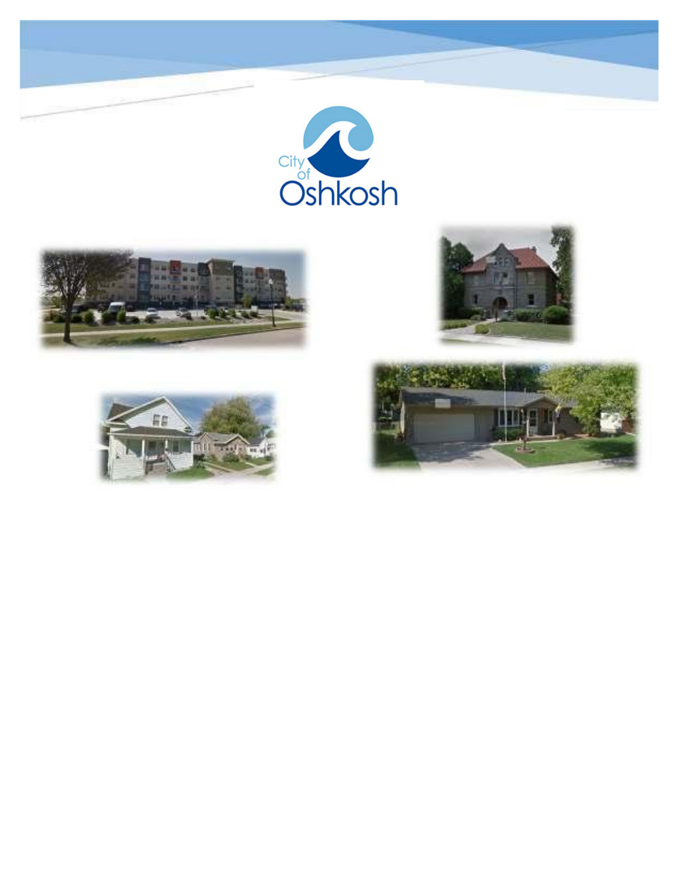City of Oshkosh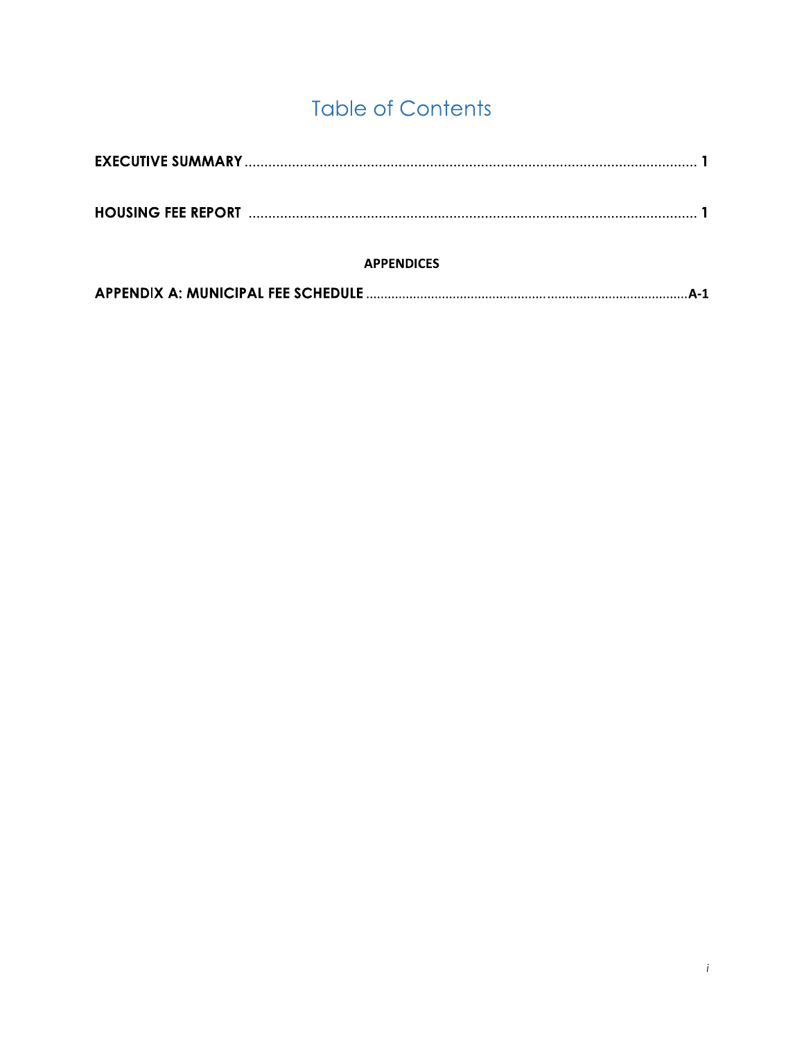# Table of Contents

**EXECUTIVE SUMMARY** .................................................................................................................... **1**

**HOUSING FEE REPORT** .................................................................................................................... **1**

**APPENDICES**

**APPENDIX A: MUNICIPAL FEE SCHEDULE** ........................................................................................ **A-1**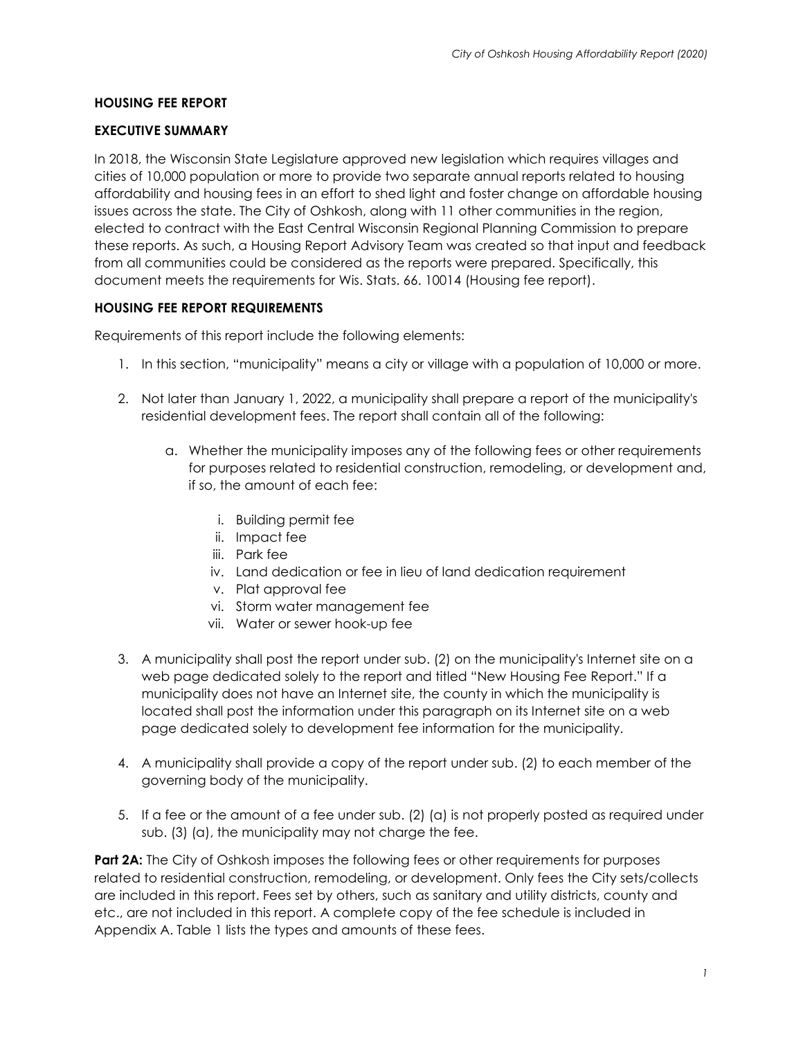## HOUSING FEE REPORT

## EXECUTIVE SUMMARY

In 2018, the Wisconsin State Legislature approved new legislation which requires villages and cities of 10,000 population or more to provide two separate annual reports related to housing affordability and housing fees in an effort to shed light and foster change on affordable housing issues across the state. The City of Oshkosh, along with 11 other communities in the region, elected to contract with the East Central Wisconsin Regional Planning Commission to prepare these reports. As such, a Housing Report Advisory Team was created so that input and feedback from all communities could be considered as the reports were prepared. Specifically, this document meets the requirements for Wis. Stats. 66. 10014 (Housing fee report).

## HOUSING FEE REPORT REQUIREMENTS

Requirements of this report include the following elements:

1. In this section, "municipality" means a city or village with a population of 10,000 or more.

2. Not later than January 1, 2022, a municipality shall prepare a report of the municipality's residential development fees. The report shall contain all of the following:

   a. Whether the municipality imposes any of the following fees or other requirements for purposes related to residential construction, remodeling, or development and, if so, the amount of each fee:

      i. Building permit fee
      ii. Impact fee
      iii. Park fee
      iv. Land dedication or fee in lieu of land dedication requirement
      v. Plat approval fee
      vi. Storm water management fee
      vii. Water or sewer hook-up fee

3. A municipality shall post the report under sub. (2) on the municipality's Internet site on a web page dedicated solely to the report and titled "New Housing Fee Report." If a municipality does not have an Internet site, the county in which the municipality is located shall post the information under this paragraph on its Internet site on a web page dedicated solely to development fee information for the municipality.

4. A municipality shall provide a copy of the report under sub. (2) to each member of the governing body of the municipality.

5. If a fee or the amount of a fee under sub. (2) (a) is not properly posted as required under sub. (3) (a), the municipality may not charge the fee.

**Part 2A:** The City of Oshkosh imposes the following fees or other requirements for purposes related to residential construction, remodeling, or development. Only fees the City sets/collects are included in this report. Fees set by others, such as sanitary and utility districts, county and etc., are not included in this report. A complete copy of the fee schedule is included in Appendix A. Table 1 lists the types and amounts of these fees.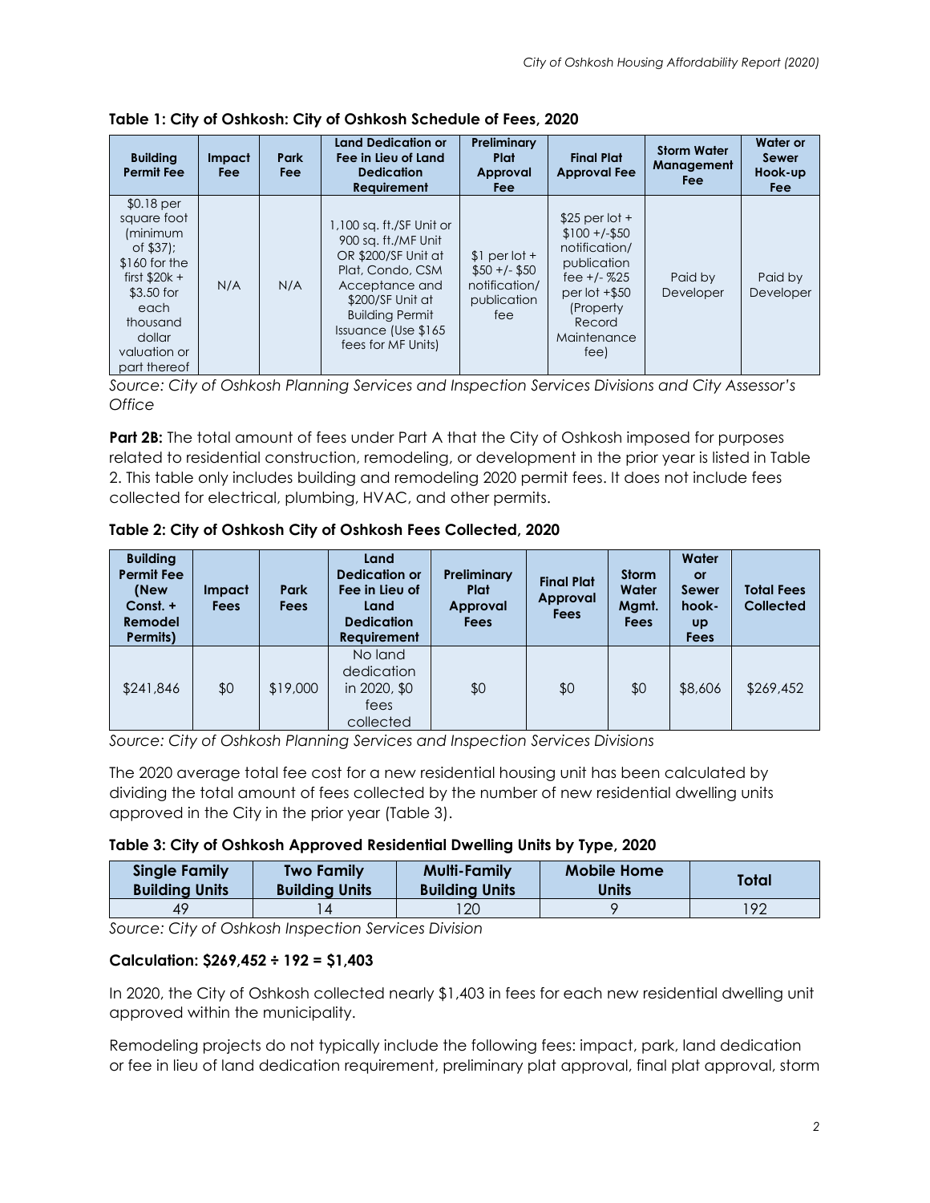**Table 1: City of Oshkosh: City of Oshkosh Schedule of Fees, 2020**

| Building Permit Fee | Impact Fee | Park Fee | Land Dedication or Fee in Lieu of Land Dedication Requirement | Preliminary Plat Approval Fee | Final Plat Approval Fee | Storm Water Management Fee | Water or Sewer Hook-up Fee |
|---|---|---|---|---|---|---|---|
| $0.18 per square foot (minimum of $37); $160 for the first $20k + $3.50 for each thousand dollar valuation or part thereof | N/A | N/A | 1,100 sq. ft./SF Unit or 900 sq. ft./MF Unit OR $200/SF Unit at Plat, Condo, CSM Acceptance and $200/SF Unit at Building Permit Issuance (Use $165 fees for MF Units) | $1 per lot + $50 +/- $50 notification/ publication fee | $25 per lot + $100 +/-$50 notification/ publication fee +/- %25 per lot +$50 (Property Record Maintenance fee) | Paid by Developer | Paid by Developer |

*Source: City of Oshkosh Planning Services and Inspection Services Divisions and City Assessor's Office*

**Part 2B:** The total amount of fees under Part A that the City of Oshkosh imposed for purposes related to residential construction, remodeling, or development in the prior year is listed in Table 2. This table only includes building and remodeling 2020 permit fees. It does not include fees collected for electrical, plumbing, HVAC, and other permits.

**Table 2: City of Oshkosh City of Oshkosh Fees Collected, 2020**

| Building Permit Fee (New Const. + Remodel Permits) | Impact Fees | Park Fees | Land Dedication or Fee in Lieu of Land Dedication Requirement | Preliminary Plat Approval Fees | Final Plat Approval Fees | Storm Water Mgmt. Fees | Water or Sewer hook-up Fees | Total Fees Collected |
|---|---|---|---|---|---|---|---|---|
| $241,846 | $0 | $19,000 | No land dedication in 2020, $0 fees collected | $0 | $0 | $0 | $8,606 | $269,452 |

*Source: City of Oshkosh Planning Services and Inspection Services Divisions*

The 2020 average total fee cost for a new residential housing unit has been calculated by dividing the total amount of fees collected by the number of new residential dwelling units approved in the City in the prior year (Table 3).

**Table 3: City of Oshkosh Approved Residential Dwelling Units by Type, 2020**

| Single Family Building Units | Two Family Building Units | Multi-Family Building Units | Mobile Home Units | Total |
|---|---|---|---|---|
| 49 | 14 | 120 | 9 | 192 |

*Source: City of Oshkosh Inspection Services Division*

**Calculation: $269,452 ÷ 192 = $1,403**

In 2020, the City of Oshkosh collected nearly $1,403 in fees for each new residential dwelling unit approved within the municipality.

Remodeling projects do not typically include the following fees: impact, park, land dedication or fee in lieu of land dedication requirement, preliminary plat approval, final plat approval, storm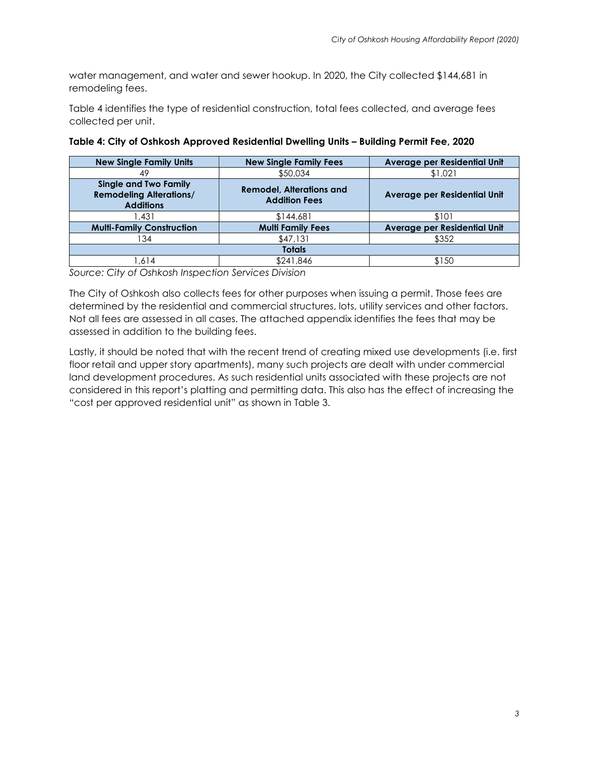water management, and water and sewer hookup. In 2020, the City collected $144,681 in remodeling fees.

Table 4 identifies the type of residential construction, total fees collected, and average fees collected per unit.

**Table 4: City of Oshkosh Approved Residential Dwelling Units – Building Permit Fee, 2020**

| New Single Family Units | New Single Family Fees | Average per Residential Unit |
|---|---|---|
| 49 | $50,034 | $1,021 |
| **Single and Two Family Remodeling Alterations/ Additions** | **Remodel, Alterations and Addition Fees** | **Average per Residential Unit** |
| 1,431 | $144,681 | $101 |
| **Multi-Family Construction** | **Multi Family Fees** | **Average per Residential Unit** |
| 134 | $47,131 | $352 |
| | **Totals** | |
| 1,614 | $241,846 | $150 |

*Source: City of Oshkosh Inspection Services Division*

The City of Oshkosh also collects fees for other purposes when issuing a permit. Those fees are determined by the residential and commercial structures, lots, utility services and other factors. Not all fees are assessed in all cases. The attached appendix identifies the fees that may be assessed in addition to the building fees.

Lastly, it should be noted that with the recent trend of creating mixed use developments (i.e. first floor retail and upper story apartments), many such projects are dealt with under commercial land development procedures. As such residential units associated with these projects are not considered in this report's platting and permitting data. This also has the effect of increasing the "cost per approved residential unit" as shown in Table 3.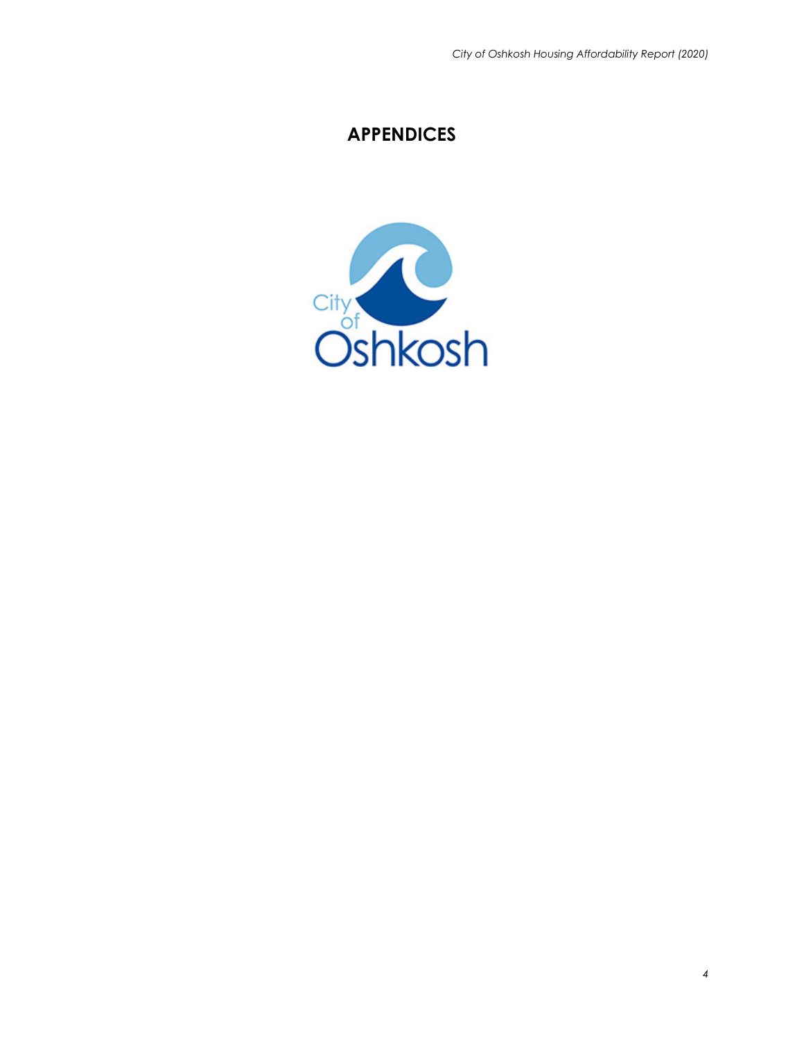# APPENDICES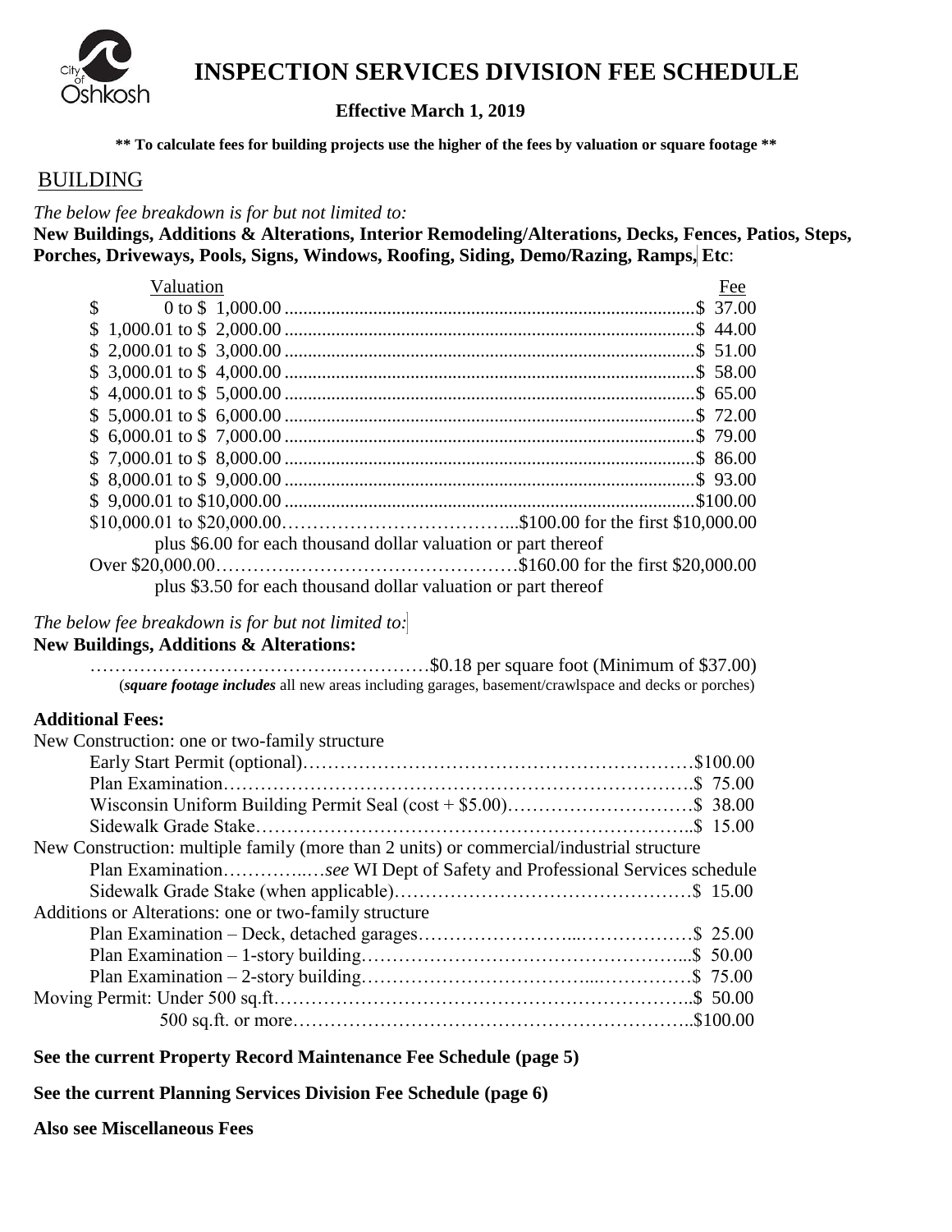# INSPECTION SERVICES DIVISION FEE SCHEDULE

**Effective March 1, 2019**

**\*\* To calculate fees for building projects use the higher of the fees by valuation or square footage \*\***

## BUILDING

*The below fee breakdown is for but not limited to:*

**New Buildings, Additions & Alterations, Interior Remodeling/Alterations, Decks, Fences, Patios, Steps, Porches, Driveways, Pools, Signs, Windows, Roofing, Siding, Demo/Razing, Ramps, Etc**:

| Valuation | Fee |
|---|---|
| $ 0 to $ 1,000.00 | $ 37.00 |
| $ 1,000.01 to $ 2,000.00 | $ 44.00 |
| $ 2,000.01 to $ 3,000.00 | $ 51.00 |
| $ 3,000.01 to $ 4,000.00 | $ 58.00 |
| $ 4,000.01 to $ 5,000.00 | $ 65.00 |
| $ 5,000.01 to $ 6,000.00 | $ 72.00 |
| $ 6,000.01 to $ 7,000.00 | $ 79.00 |
| $ 7,000.01 to $ 8,000.00 | $ 86.00 |
| $ 8,000.01 to $ 9,000.00 | $ 93.00 |
| $ 9,000.01 to $10,000.00 | $100.00 |
| $10,000.01 to $20,000.00 | $100.00 for the first $10,000.00 plus $6.00 for each thousand dollar valuation or part thereof |
| Over $20,000.00 | $160.00 for the first $20,000.00 plus $3.50 for each thousand dollar valuation or part thereof |

*The below fee breakdown is for but not limited to:*

**New Buildings, Additions & Alterations:**

$0.18 per square foot (Minimum of $37.00)
(***square footage includes*** all new areas including garages, basement/crawlspace and decks or porches)

**Additional Fees:**

New Construction: one or two-family structure

- Early Start Permit (optional) ..... $100.00
- Plan Examination ..... $ 75.00
- Wisconsin Uniform Building Permit Seal (cost + $5.00) ..... $ 38.00
- Sidewalk Grade Stake ..... $ 15.00

New Construction: multiple family (more than 2 units) or commercial/industrial structure

- Plan Examination ..... *see* WI Dept of Safety and Professional Services schedule
- Sidewalk Grade Stake (when applicable) ..... $ 15.00

Additions or Alterations: one or two-family structure

- Plan Examination – Deck, detached garages ..... $ 25.00
- Plan Examination – 1-story building ..... $ 50.00
- Plan Examination – 2-story building ..... $ 75.00

Moving Permit: Under 500 sq.ft. ..... $ 50.00
500 sq.ft. or more ..... $100.00

**See the current Property Record Maintenance Fee Schedule (page 5)**

**See the current Planning Services Division Fee Schedule (page 6)**

**Also see Miscellaneous Fees**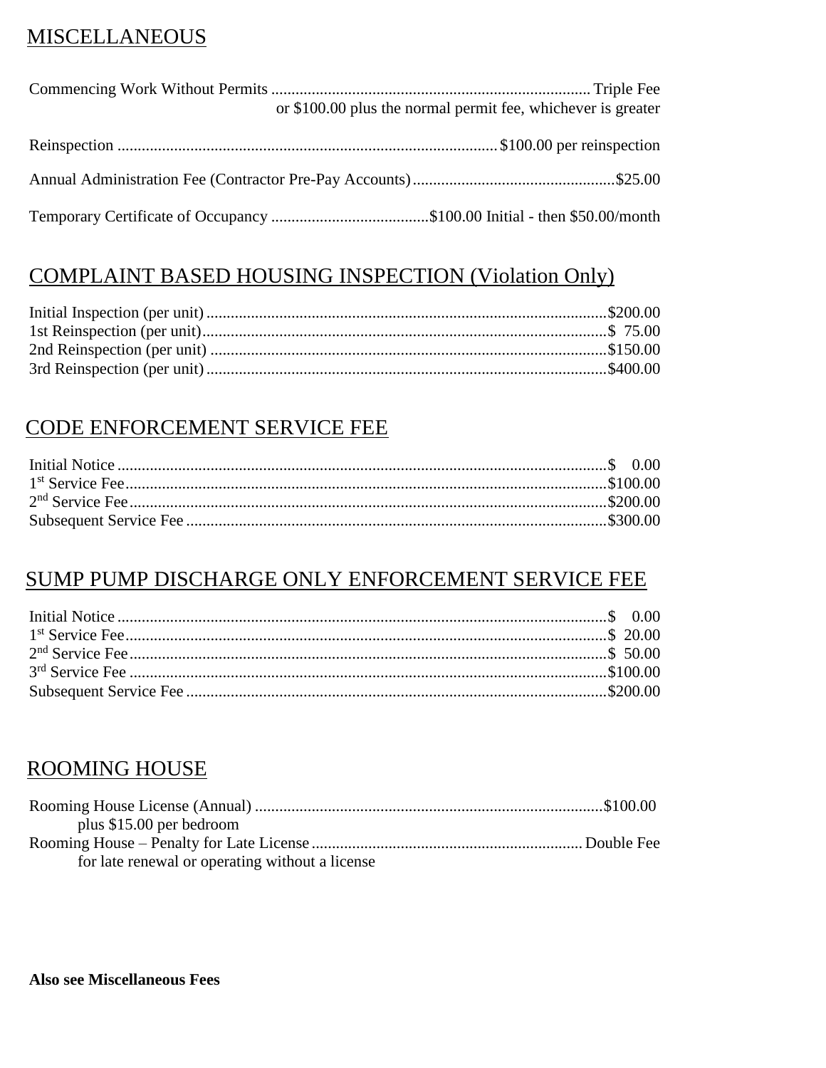## MISCELLANEOUS

Commencing Work Without Permits .......... Triple Fee
or $100.00 plus the normal permit fee, whichever is greater

Reinspection .......... $100.00 per reinspection

Annual Administration Fee (Contractor Pre-Pay Accounts) .......... $25.00

Temporary Certificate of Occupancy .......... $100.00 Initial - then $50.00/month

## COMPLAINT BASED HOUSING INSPECTION (Violation Only)

Initial Inspection (per unit) .......... $200.00
1st Reinspection (per unit) .......... $ 75.00
2nd Reinspection (per unit) .......... $150.00
3rd Reinspection (per unit) .......... $400.00

## CODE ENFORCEMENT SERVICE FEE

Initial Notice .......... $ 0.00
1st Service Fee .......... $100.00
2nd Service Fee .......... $200.00
Subsequent Service Fee .......... $300.00

## SUMP PUMP DISCHARGE ONLY ENFORCEMENT SERVICE FEE

Initial Notice .......... $ 0.00
1st Service Fee .......... $ 20.00
2nd Service Fee .......... $ 50.00
3rd Service Fee .......... $100.00
Subsequent Service Fee .......... $200.00

## ROOMING HOUSE

Rooming House License (Annual) .......... $100.00
plus $15.00 per bedroom
Rooming House – Penalty for Late License .......... Double Fee
for late renewal or operating without a license

**Also see Miscellaneous Fees**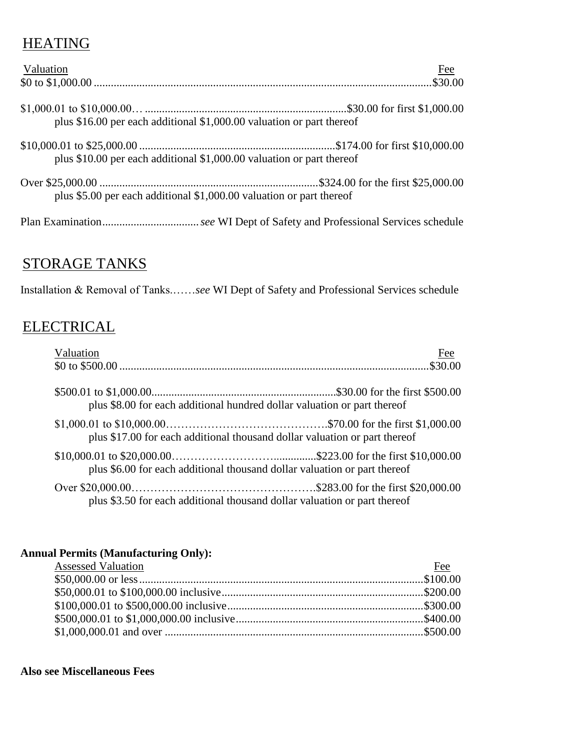## HEATING

| Valuation | Fee |
|---|---|
| $0 to $1,000.00 | $30.00 |
| $1,000.01 to $10,000.00… plus $16.00 per each additional $1,000.00 valuation or part thereof | $30.00 for first $1,000.00 |
| $10,000.01 to $25,000.00 plus $10.00 per each additional $1,000.00 valuation or part thereof | $174.00 for first $10,000.00 |
| Over $25,000.00 plus $5.00 per each additional $1,000.00 valuation or part thereof | $324.00 for the first $25,000.00 |

Plan Examination.................................. *see* WI Dept of Safety and Professional Services schedule

## STORAGE TANKS

Installation & Removal of Tanks.……*see* WI Dept of Safety and Professional Services schedule

## ELECTRICAL

| Valuation | Fee |
|---|---|
| $0 to $500.00 | $30.00 |
| $500.01 to $1,000.00 plus $8.00 for each additional hundred dollar valuation or part thereof | $30.00 for the first $500.00 |
| $1,000.01 to $10,000.00 plus $17.00 for each additional thousand dollar valuation or part thereof | $70.00 for the first $1,000.00 |
| $10,000.01 to $20,000.00 plus $6.00 for each additional thousand dollar valuation or part thereof | $223.00 for the first $10,000.00 |
| Over $20,000.00 plus $3.50 for each additional thousand dollar valuation or part thereof | $283.00 for the first $20,000.00 |

**Annual Permits (Manufacturing Only):**

| Assessed Valuation | Fee |
|---|---|
| $50,000.00 or less | $100.00 |
| $50,000.01 to $100,000.00 inclusive | $200.00 |
| $100,000.01 to $500,000.00 inclusive | $300.00 |
| $500,000.01 to $1,000,000.00 inclusive | $400.00 |
| $1,000,000.01 and over | $500.00 |

**Also see Miscellaneous Fees**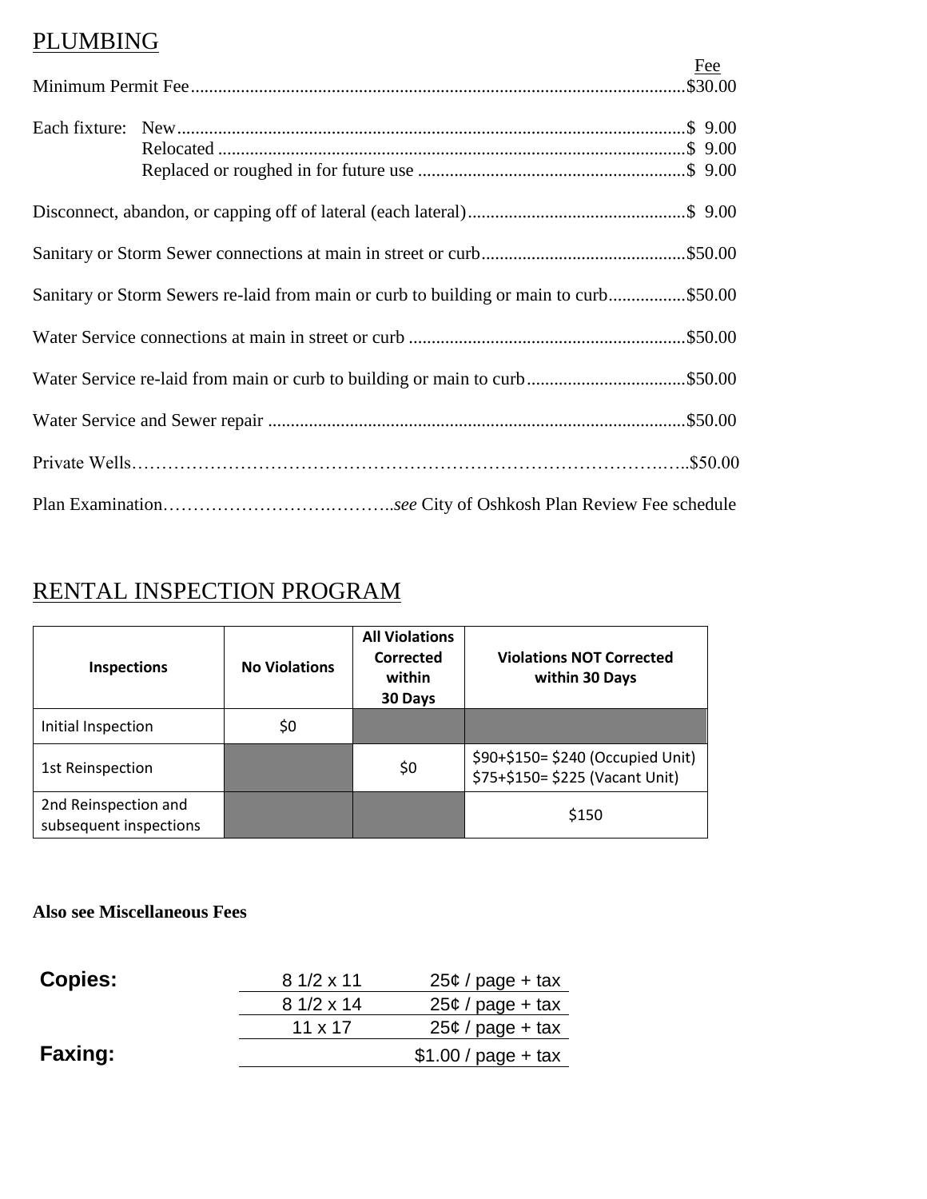## PLUMBING

| | Fee |
|---|---|
| Minimum Permit Fee | $30.00 |
| Each fixture: New | $ 9.00 |
| Relocated | $ 9.00 |
| Replaced or roughed in for future use | $ 9.00 |
| Disconnect, abandon, or capping off of lateral (each lateral) | $ 9.00 |
| Sanitary or Storm Sewer connections at main in street or curb | $50.00 |
| Sanitary or Storm Sewers re-laid from main or curb to building or main to curb | $50.00 |
| Water Service connections at main in street or curb | $50.00 |
| Water Service re-laid from main or curb to building or main to curb | $50.00 |
| Water Service and Sewer repair | $50.00 |
| Private Wells | $50.00 |
| Plan Examination | *see* City of Oshkosh Plan Review Fee schedule |

## RENTAL INSPECTION PROGRAM

| Inspections | No Violations | All Violations Corrected within 30 Days | Violations NOT Corrected within 30 Days |
|---|---|---|---|
| Initial Inspection | $0 | | |
| 1st Reinspection | | $0 | $90+$150= $240 (Occupied Unit)<br>$75+$150= $225 (Vacant Unit) |
| 2nd Reinspection and subsequent inspections | | | $150 |

**Also see Miscellaneous Fees**

| | | |
|---|---|---|
| **Copies:** | 8 1/2 x 11 | 25¢ / page + tax |
| | 8 1/2 x 14 | 25¢ / page + tax |
| | 11 x 17 | 25¢ / page + tax |
| **Faxing:** | | $1.00 / page + tax |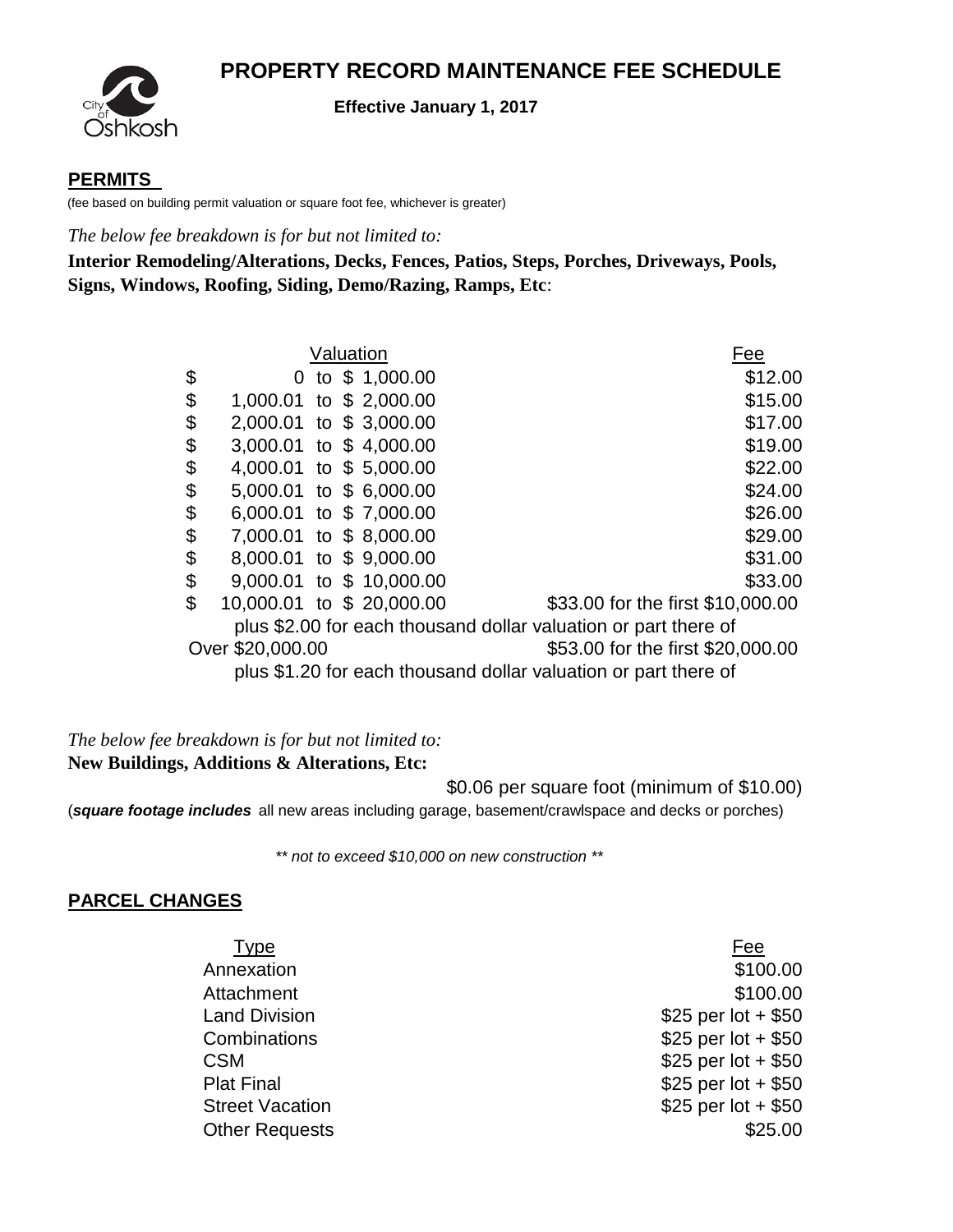# PROPERTY RECORD MAINTENANCE FEE SCHEDULE

**Effective January 1, 2017**

## PERMITS

(fee based on building permit valuation or square foot fee, whichever is greater)

*The below fee breakdown is for but not limited to:*

**Interior Remodeling/Alterations, Decks, Fences, Patios, Steps, Porches, Driveways, Pools, Signs, Windows, Roofing, Siding, Demo/Razing, Ramps, Etc**:

| Valuation | Fee |
|---|---|
| $ 0 to $ 1,000.00 | $12.00 |
| $ 1,000.01 to $ 2,000.00 | $15.00 |
| $ 2,000.01 to $ 3,000.00 | $17.00 |
| $ 3,000.01 to $ 4,000.00 | $19.00 |
| $ 4,000.01 to $ 5,000.00 | $22.00 |
| $ 5,000.01 to $ 6,000.00 | $24.00 |
| $ 6,000.01 to $ 7,000.00 | $26.00 |
| $ 7,000.01 to $ 8,000.00 | $29.00 |
| $ 8,000.01 to $ 9,000.00 | $31.00 |
| $ 9,000.01 to $ 10,000.00 | $33.00 |
| $ 10,000.01 to $ 20,000.00 | $33.00 for the first $10,000.00 plus $2.00 for each thousand dollar valuation or part there of |
| Over $20,000.00 | $53.00 for the first $20,000.00 plus $1.20 for each thousand dollar valuation or part there of |

*The below fee breakdown is for but not limited to:*

**New Buildings, Additions & Alterations, Etc:**

$0.06 per square foot (minimum of $10.00)

(***square footage includes*** all new areas including garage, basement/crawlspace and decks or porches)

*** not to exceed $10,000 on new construction ***

## PARCEL CHANGES

| Type | Fee |
|---|---|
| Annexation | $100.00 |
| Attachment | $100.00 |
| Land Division | $25 per lot + $50 |
| Combinations | $25 per lot + $50 |
| CSM | $25 per lot + $50 |
| Plat Final | $25 per lot + $50 |
| Street Vacation | $25 per lot + $50 |
| Other Requests | $25.00 |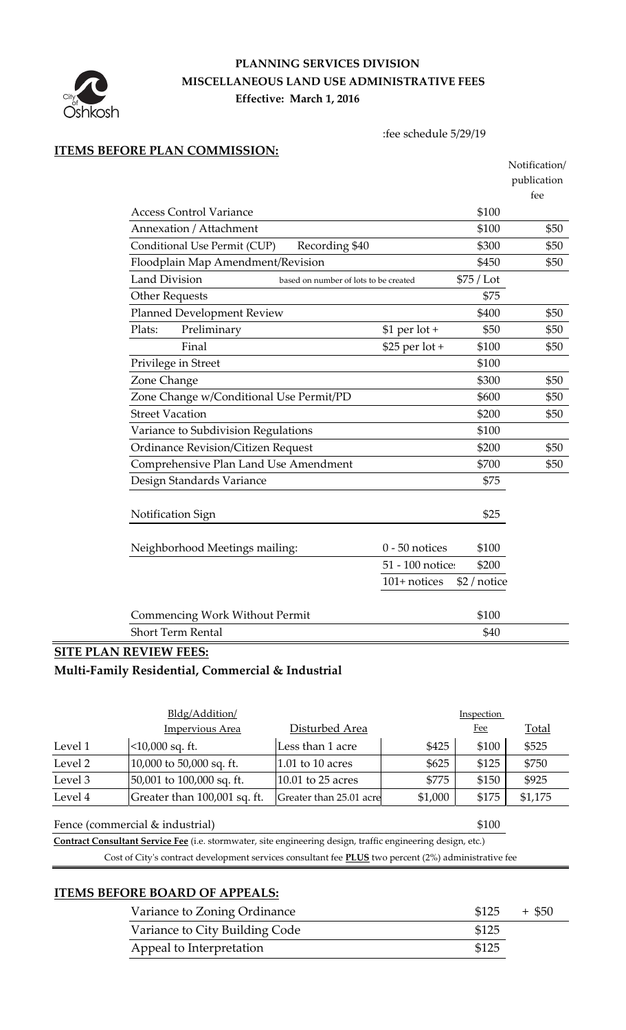City of Oshkosh

# PLANNING SERVICES DIVISION
## MISCELLANEOUS LAND USE ADMINISTRATIVE FEES
**Effective: March 1, 2016**

:fee schedule 5/29/19

### ITEMS BEFORE PLAN COMMISSION:

| | | | Notification/ publication fee |
|---|---|---|---|
| Access Control Variance | | $100 | |
| Annexation / Attachment | | $100 | $50 |
| Conditional Use Permit (CUP) Recording $40 | | $300 | $50 |
| Floodplain Map Amendment/Revision | | $450 | $50 |
| Land Division based on number of lots to be created | | $75 / Lot | |
| Other Requests | | $75 | |
| Planned Development Review | | $400 | $50 |
| Plats: Preliminary | $1 per lot + | $50 | $50 |
| Final | $25 per lot + | $100 | $50 |
| Privilege in Street | | $100 | |
| Zone Change | | $300 | $50 |
| Zone Change w/Conditional Use Permit/PD | | $600 | $50 |
| Street Vacation | | $200 | $50 |
| Variance to Subdivision Regulations | | $100 | |
| Ordinance Revision/Citizen Request | | $200 | $50 |
| Comprehensive Plan Land Use Amendment | | $700 | $50 |
| Design Standards Variance | | $75 | |
| Notification Sign | | $25 | |
| Neighborhood Meetings mailing: | 0 - 50 notices | $100 | |
| | 51 - 100 notices | $200 | |
| | 101+ notices | $2 / notice | |
| Commencing Work Without Permit | | $100 | |
| Short Term Rental | | $40 | |

### SITE PLAN REVIEW FEES:
**Multi-Family Residential, Commercial & Industrial**

| | Bldg/Addition/ Impervious Area | Disturbed Area | | Inspection Fee | Total |
|---|---|---|---|---|---|
| Level 1 | <10,000 sq. ft. | Less than 1 acre | $425 | $100 | $525 |
| Level 2 | 10,000 to 50,000 sq. ft. | 1.01 to 10 acres | $625 | $125 | $750 |
| Level 3 | 50,001 to 100,000 sq. ft. | 10.01 to 25 acres | $775 | $150 | $925 |
| Level 4 | Greater than 100,001 sq. ft. | Greater than 25.01 acre | $1,000 | $175 | $1,175 |

Fence (commercial & industrial) $100

**Contract Consultant Service Fee** (i.e. stormwater, site engineering design, traffic engineering design, etc.)

Cost of City's contract development services consultant fee **PLUS** two percent (2%) administrative fee

### ITEMS BEFORE BOARD OF APPEALS:

| | | |
|---|---|---|
| Variance to Zoning Ordinance | $125 | + $50 |
| Variance to City Building Code | $125 | |
| Appeal to Interpretation | $125 | |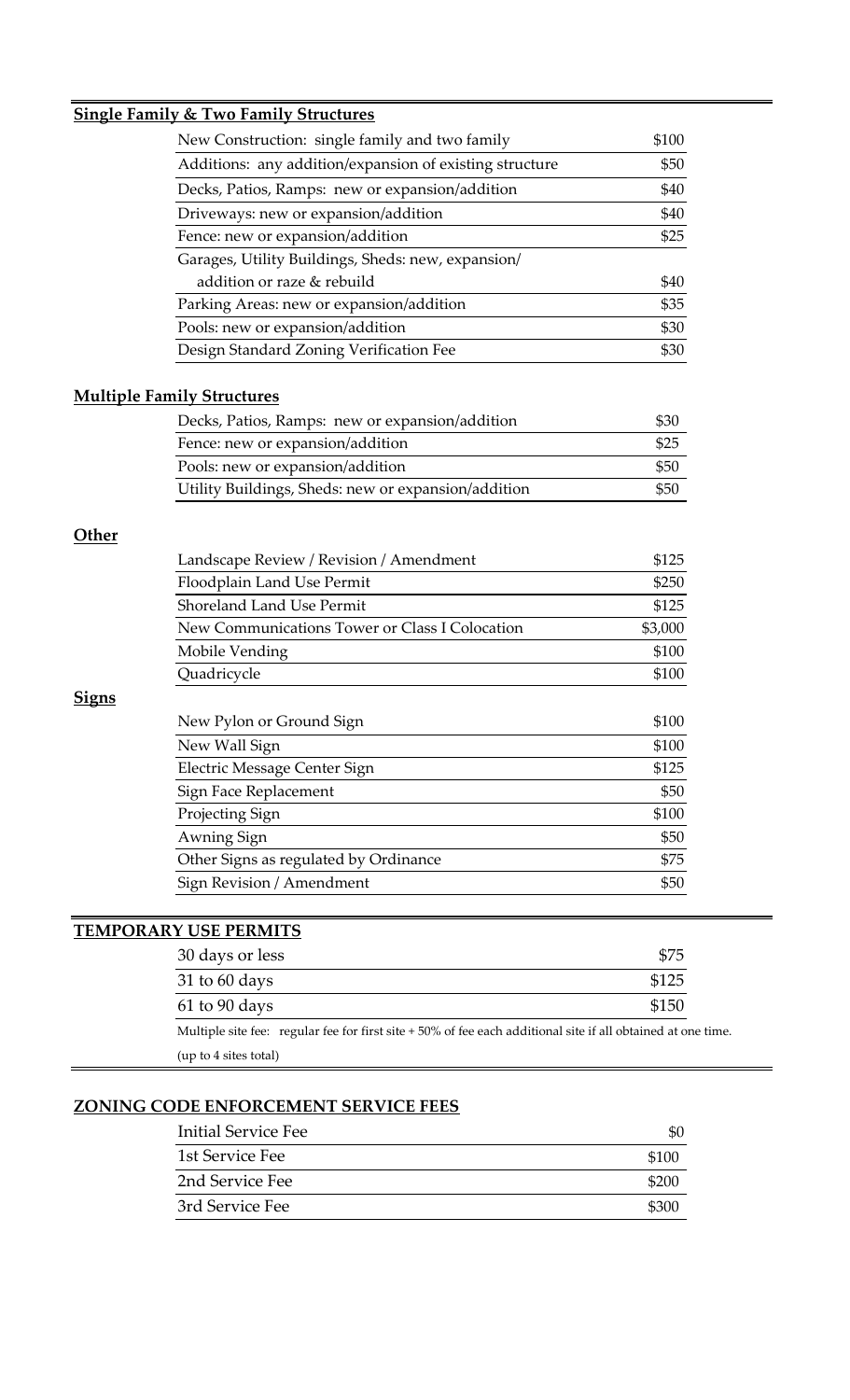## Single Family & Two Family Structures

| Item | Fee |
|---|---|
| New Construction: single family and two family | $100 |
| Additions: any addition/expansion of existing structure | $50 |
| Decks, Patios, Ramps: new or expansion/addition | $40 |
| Driveways: new or expansion/addition | $40 |
| Fence: new or expansion/addition | $25 |
| Garages, Utility Buildings, Sheds: new, expansion/ addition or raze & rebuild | $40 |
| Parking Areas: new or expansion/addition | $35 |
| Pools: new or expansion/addition | $30 |
| Design Standard Zoning Verification Fee | $30 |

## Multiple Family Structures

| Item | Fee |
|---|---|
| Decks, Patios, Ramps: new or expansion/addition | $30 |
| Fence: new or expansion/addition | $25 |
| Pools: new or expansion/addition | $50 |
| Utility Buildings, Sheds: new or expansion/addition | $50 |

## Other

| Item | Fee |
|---|---|
| Landscape Review / Revision / Amendment | $125 |
| Floodplain Land Use Permit | $250 |
| Shoreland Land Use Permit | $125 |
| New Communications Tower or Class I Colocation | $3,000 |
| Mobile Vending | $100 |
| Quadricycle | $100 |

## Signs

| Item | Fee |
|---|---|
| New Pylon or Ground Sign | $100 |
| New Wall Sign | $100 |
| Electric Message Center Sign | $125 |
| Sign Face Replacement | $50 |
| Projecting Sign | $100 |
| Awning Sign | $50 |
| Other Signs as regulated by Ordinance | $75 |
| Sign Revision / Amendment | $50 |

## TEMPORARY USE PERMITS

| Item | Fee |
|---|---|
| 30 days or less | $75 |
| 31 to 60 days | $125 |
| 61 to 90 days | $150 |

Multiple site fee: regular fee for first site + 50% of fee each additional site if all obtained at one time.

(up to 4 sites total)

## ZONING CODE ENFORCEMENT SERVICE FEES

| Item | Fee |
|---|---|
| Initial Service Fee | $0 |
| 1st Service Fee | $100 |
| 2nd Service Fee | $200 |
| 3rd Service Fee | $300 |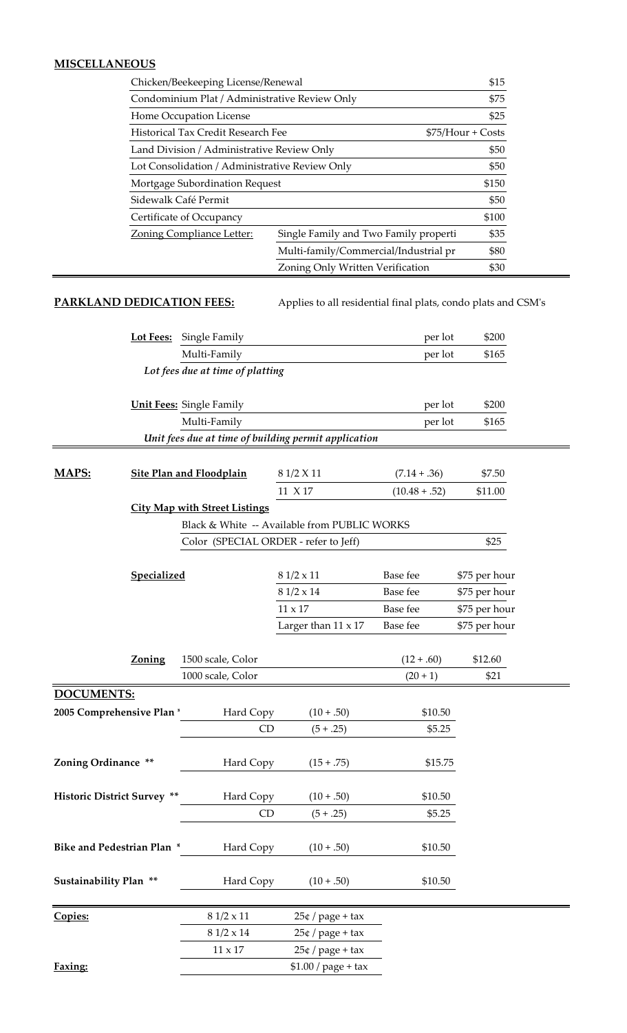**MISCELLANEOUS**

| | | |
|---|---|---|
| Chicken/Beekeeping License/Renewal | | $15 |
| Condominium Plat / Administrative Review Only | | $75 |
| Home Occupation License | | $25 |
| Historical Tax Credit Research Fee | | $75/Hour + Costs |
| Land Division / Administrative Review Only | | $50 |
| Lot Consolidation / Administrative Review Only | | $50 |
| Mortgage Subordination Request | | $150 |
| Sidewalk Café Permit | | $50 |
| Certificate of Occupancy | | $100 |
| Zoning Compliance Letter: | Single Family and Two Family properti | $35 |
| | Multi-family/Commercial/Industrial pr | $80 |
| | Zoning Only Written Verification | $30 |

**PARKLAND DEDICATION FEES:** Applies to all residential final plats, condo plats and CSM's

| | | | |
|---|---|---|---|
| **Lot Fees:** | Single Family | per lot | $200 |
| | Multi-Family | per lot | $165 |
| | *Lot fees due at time of platting* | | |
| **Unit Fees:** | Single Family | per lot | $200 |
| | Multi-Family | per lot | $165 |
| | *Unit fees due at time of building permit application* | | |

**MAPS:**

| | | | | |
|---|---|---|---|---|
| **Site Plan and Floodplain** | | 8 1/2 X 11 | (7.14 + .36) | $7.50 |
| | | 11 X 17 | (10.48 + .52) | $11.00 |
| **City Map with Street Listings** | | | | |
| | Black & White -- Available from PUBLIC WORKS | | | |
| | Color (SPECIAL ORDER - refer to Jeff) | | | $25 |
| **Specialized** | | 8 1/2 x 11 | Base fee | $75 per hour |
| | | 8 1/2 x 14 | Base fee | $75 per hour |
| | | 11 x 17 | Base fee | $75 per hour |
| | | Larger than 11 x 17 | Base fee | $75 per hour |
| **Zoning** | 1500 scale, Color | | (12 + .60) | $12.60 |
| | 1000 scale, Color | | (20 + 1) | $21 |

**DOCUMENTS:**

| | | | |
|---|---|---|---|
| **2005 Comprehensive Plan \*** | Hard Copy | (10 + .50) | $10.50 |
| | CD | (5 + .25) | $5.25 |
| **Zoning Ordinance \*\*** | Hard Copy | (15 + .75) | $15.75 |
| **Historic District Survey \*\*** | Hard Copy | (10 + .50) | $10.50 |
| | CD | (5 + .25) | $5.25 |
| **Bike and Pedestrian Plan \*** | Hard Copy | (10 + .50) | $10.50 |
| **Sustainability Plan \*\*** | Hard Copy | (10 + .50) | $10.50 |

| | | |
|---|---|---|
| **Copies:** | 8 1/2 x 11 | 25¢ / page + tax |
| | 8 1/2 x 14 | 25¢ / page + tax |
| | 11 x 17 | 25¢ / page + tax |
| **Faxing:** | | $1.00 / page + tax |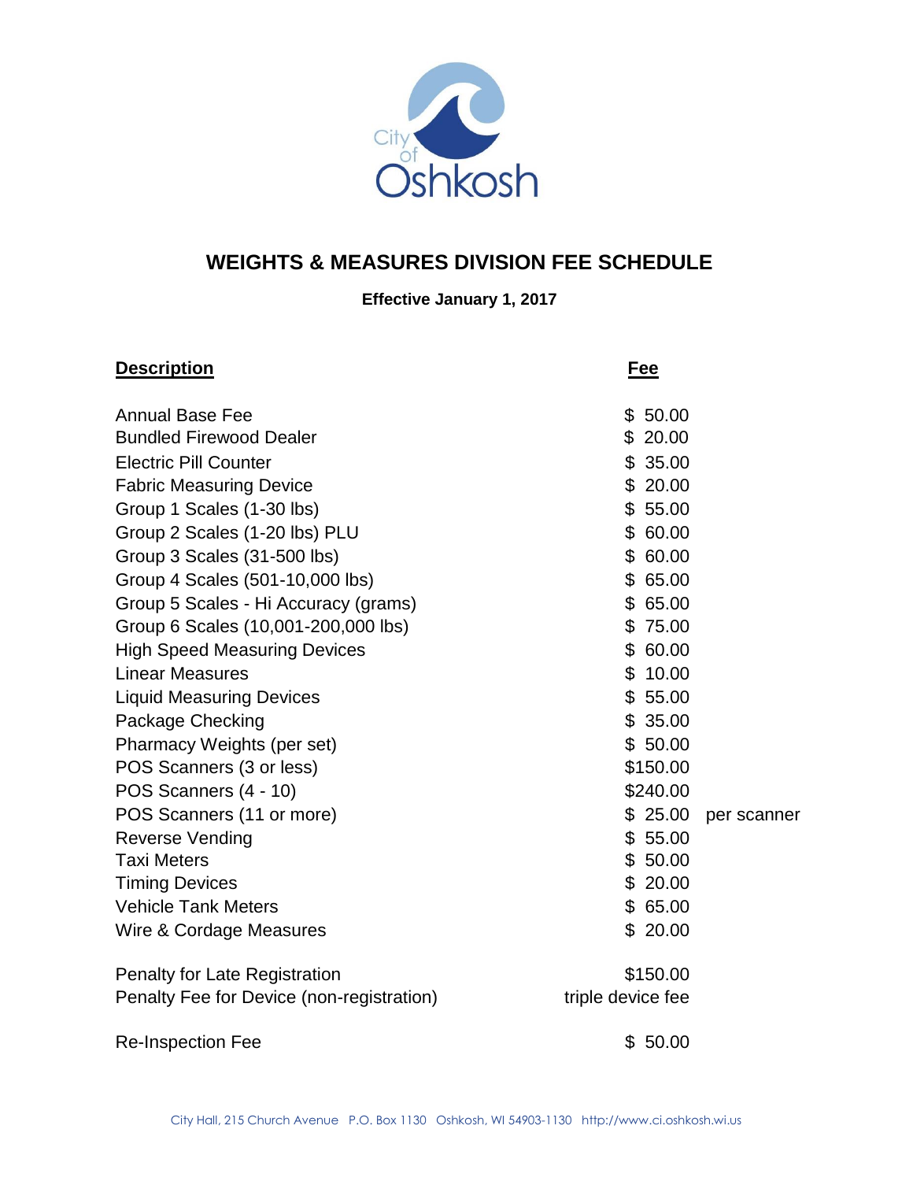City of Oshkosh

# WEIGHTS & MEASURES DIVISION FEE SCHEDULE

**Effective January 1, 2017**

| Description | Fee | |
|---|---|---|
| Annual Base Fee | $ 50.00 | |
| Bundled Firewood Dealer | $ 20.00 | |
| Electric Pill Counter | $ 35.00 | |
| Fabric Measuring Device | $ 20.00 | |
| Group 1 Scales (1-30 lbs) | $ 55.00 | |
| Group 2 Scales (1-20 lbs) PLU | $ 60.00 | |
| Group 3 Scales (31-500 lbs) | $ 60.00 | |
| Group 4 Scales (501-10,000 lbs) | $ 65.00 | |
| Group 5 Scales - Hi Accuracy (grams) | $ 65.00 | |
| Group 6 Scales (10,001-200,000 lbs) | $ 75.00 | |
| High Speed Measuring Devices | $ 60.00 | |
| Linear Measures | $ 10.00 | |
| Liquid Measuring Devices | $ 55.00 | |
| Package Checking | $ 35.00 | |
| Pharmacy Weights (per set) | $ 50.00 | |
| POS Scanners (3 or less) | $150.00 | |
| POS Scanners (4 - 10) | $240.00 | |
| POS Scanners (11 or more) | $ 25.00 | per scanner |
| Reverse Vending | $ 55.00 | |
| Taxi Meters | $ 50.00 | |
| Timing Devices | $ 20.00 | |
| Vehicle Tank Meters | $ 65.00 | |
| Wire & Cordage Measures | $ 20.00 | |
| | | |
| Penalty for Late Registration | $150.00 | |
| Penalty Fee for Device (non-registration) | triple device fee | |
| | | |
| Re-Inspection Fee | $ 50.00 | |

City Hall, 215 Church Avenue P.O. Box 1130 Oshkosh, WI 54903-1130 http://www.ci.oshkosh.wi.us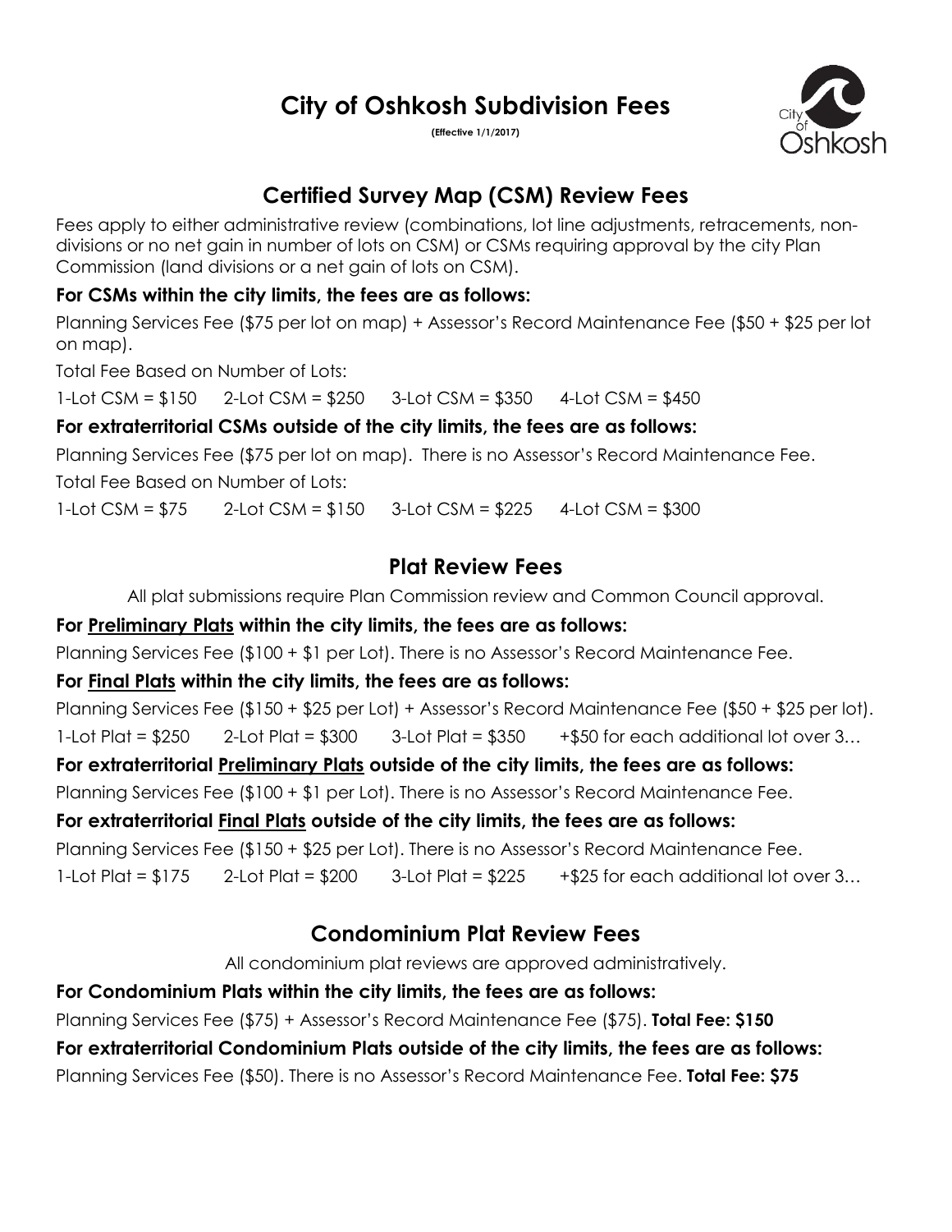# City of Oshkosh Subdivision Fees

**(Effective 1/1/2017)**

## Certified Survey Map (CSM) Review Fees

Fees apply to either administrative review (combinations, lot line adjustments, retracements, non-divisions or no net gain in number of lots on CSM) or CSMs requiring approval by the city Plan Commission (land divisions or a net gain of lots on CSM).

**For CSMs within the city limits, the fees are as follows:**

Planning Services Fee ($75 per lot on map) + Assessor's Record Maintenance Fee ($50 + $25 per lot on map).

Total Fee Based on Number of Lots:

1-Lot CSM = $150  2-Lot CSM = $250  3-Lot CSM = $350  4-Lot CSM = $450

**For extraterritorial CSMs outside of the city limits, the fees are as follows:**

Planning Services Fee ($75 per lot on map). There is no Assessor's Record Maintenance Fee.

Total Fee Based on Number of Lots:

1-Lot CSM = $75  2-Lot CSM = $150  3-Lot CSM = $225  4-Lot CSM = $300

## Plat Review Fees

All plat submissions require Plan Commission review and Common Council approval.

**For <u>Preliminary Plats</u> within the city limits, the fees are as follows:**

Planning Services Fee ($100 + $1 per Lot). There is no Assessor's Record Maintenance Fee.

**For <u>Final Plats</u> within the city limits, the fees are as follows:**

Planning Services Fee ($150 + $25 per Lot) + Assessor's Record Maintenance Fee ($50 + $25 per lot).

1-Lot Plat = $250  2-Lot Plat = $300  3-Lot Plat = $350  +$50 for each additional lot over 3…

**For extraterritorial <u>Preliminary Plats</u> outside of the city limits, the fees are as follows:**

Planning Services Fee ($100 + $1 per Lot). There is no Assessor's Record Maintenance Fee.

**For extraterritorial <u>Final Plats</u> outside of the city limits, the fees are as follows:**

Planning Services Fee ($150 + $25 per Lot). There is no Assessor's Record Maintenance Fee.

1-Lot Plat = $175  2-Lot Plat = $200  3-Lot Plat = $225  +$25 for each additional lot over 3…

## Condominium Plat Review Fees

All condominium plat reviews are approved administratively.

**For Condominium Plats within the city limits, the fees are as follows:**

Planning Services Fee ($75) + Assessor's Record Maintenance Fee ($75). **Total Fee: $150**

**For extraterritorial Condominium Plats outside of the city limits, the fees are as follows:**

Planning Services Fee ($50). There is no Assessor's Record Maintenance Fee. **Total Fee: $75**